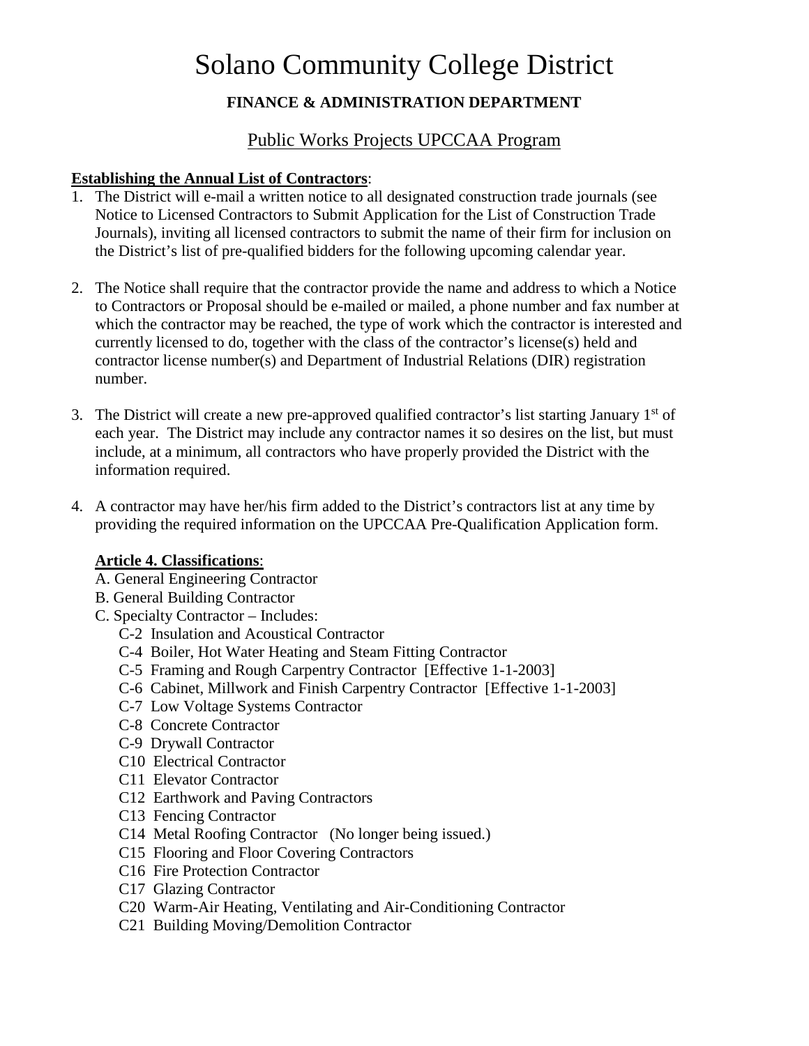# Solano Community College District

**FINANCE & ADMINISTRATION DEPARTMENT**

## Public Works Projects UPCCAA Program

**Establishing the Annual List of Contractors**:

1. The District will e-mail a written notice to all designated construction trade journals (see Notice to Licensed Contractors to Submit Application for the List of Construction Trade Journals), inviting all licensed contractors to submit the name of their firm for inclusion on the District's list of pre-qualified bidders for the following upcoming calendar year.

2. The Notice shall require that the contractor provide the name and address to which a Notice to Contractors or Proposal should be e-mailed or mailed, a phone number and fax number at which the contractor may be reached, the type of work which the contractor is interested and currently licensed to do, together with the class of the contractor's license(s) held and contractor license number(s) and Department of Industrial Relations (DIR) registration number.

3. The District will create a new pre-approved qualified contractor's list starting January 1st of each year. The District may include any contractor names it so desires on the list, but must include, at a minimum, all contractors who have properly provided the District with the information required.

4. A contractor may have her/his firm added to the District's contractors list at any time by providing the required information on the UPCCAA Pre-Qualification Application form.

**Article 4. Classifications**:

A. General Engineering Contractor
B. General Building Contractor
C. Specialty Contractor – Includes:

- C-2 Insulation and Acoustical Contractor
- C-4 Boiler, Hot Water Heating and Steam Fitting Contractor
- C-5 Framing and Rough Carpentry Contractor [Effective 1-1-2003]
- C-6 Cabinet, Millwork and Finish Carpentry Contractor [Effective 1-1-2003]
- C-7 Low Voltage Systems Contractor
- C-8 Concrete Contractor
- C-9 Drywall Contractor
- C10 Electrical Contractor
- C11 Elevator Contractor
- C12 Earthwork and Paving Contractors
- C13 Fencing Contractor
- C14 Metal Roofing Contractor (No longer being issued.)
- C15 Flooring and Floor Covering Contractors
- C16 Fire Protection Contractor
- C17 Glazing Contractor
- C20 Warm-Air Heating, Ventilating and Air-Conditioning Contractor
- C21 Building Moving/Demolition Contractor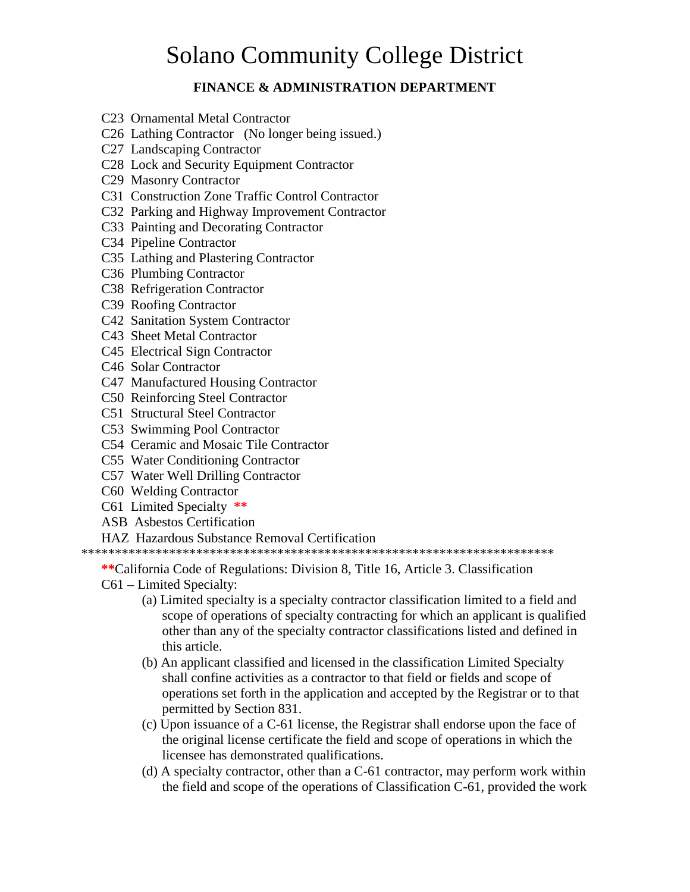# Solano Community College District

**FINANCE & ADMINISTRATION DEPARTMENT**

- C23 Ornamental Metal Contractor
- C26 Lathing Contractor (No longer being issued.)
- C27 Landscaping Contractor
- C28 Lock and Security Equipment Contractor
- C29 Masonry Contractor
- C31 Construction Zone Traffic Control Contractor
- C32 Parking and Highway Improvement Contractor
- C33 Painting and Decorating Contractor
- C34 Pipeline Contractor
- C35 Lathing and Plastering Contractor
- C36 Plumbing Contractor
- C38 Refrigeration Contractor
- C39 Roofing Contractor
- C42 Sanitation System Contractor
- C43 Sheet Metal Contractor
- C45 Electrical Sign Contractor
- C46 Solar Contractor
- C47 Manufactured Housing Contractor
- C50 Reinforcing Steel Contractor
- C51 Structural Steel Contractor
- C53 Swimming Pool Contractor
- C54 Ceramic and Mosaic Tile Contractor
- C55 Water Conditioning Contractor
- C57 Water Well Drilling Contractor
- C60 Welding Contractor
- C61 Limited Specialty **
- ASB Asbestos Certification
- HAZ Hazardous Substance Removal Certification

*************************************************************************

**California Code of Regulations: Division 8, Title 16, Article 3. Classification

C61 – Limited Specialty:

(a) Limited specialty is a specialty contractor classification limited to a field and scope of operations of specialty contracting for which an applicant is qualified other than any of the specialty contractor classifications listed and defined in this article.

(b) An applicant classified and licensed in the classification Limited Specialty shall confine activities as a contractor to that field or fields and scope of operations set forth in the application and accepted by the Registrar or to that permitted by Section 831.

(c) Upon issuance of a C-61 license, the Registrar shall endorse upon the face of the original license certificate the field and scope of operations in which the licensee has demonstrated qualifications.

(d) A specialty contractor, other than a C-61 contractor, may perform work within the field and scope of the operations of Classification C-61, provided the work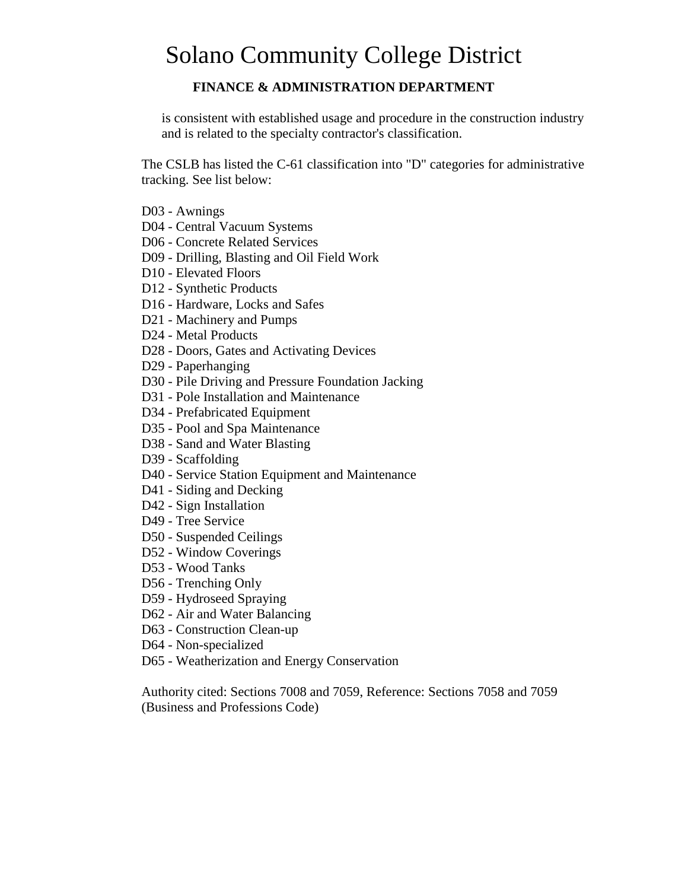is consistent with established usage and procedure in the construction industry and is related to the specialty contractor's classification.

The CSLB has listed the C-61 classification into "D" categories for administrative tracking. See list below:

D03 - Awnings
D04 - Central Vacuum Systems
D06 - Concrete Related Services
D09 - Drilling, Blasting and Oil Field Work
D10 - Elevated Floors
D12 - Synthetic Products
D16 - Hardware, Locks and Safes
D21 - Machinery and Pumps
D24 - Metal Products
D28 - Doors, Gates and Activating Devices
D29 - Paperhanging
D30 - Pile Driving and Pressure Foundation Jacking
D31 - Pole Installation and Maintenance
D34 - Prefabricated Equipment
D35 - Pool and Spa Maintenance
D38 - Sand and Water Blasting
D39 - Scaffolding
D40 - Service Station Equipment and Maintenance
D41 - Siding and Decking
D42 - Sign Installation
D49 - Tree Service
D50 - Suspended Ceilings
D52 - Window Coverings
D53 - Wood Tanks
D56 - Trenching Only
D59 - Hydroseed Spraying
D62 - Air and Water Balancing
D63 - Construction Clean-up
D64 - Non-specialized
D65 - Weatherization and Energy Conservation

Authority cited: Sections 7008 and 7059, Reference: Sections 7058 and 7059 (Business and Professions Code)